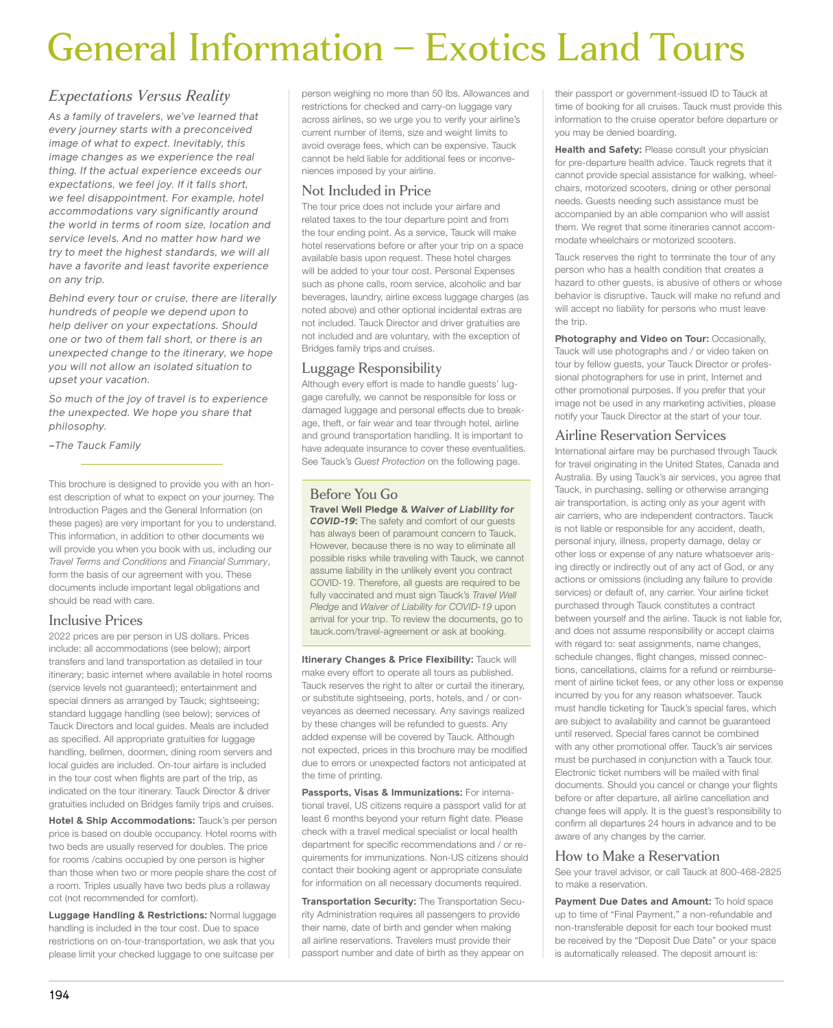# General Information – Exotics Land Tours

## *Expectations Versus Reality*

*As a family of travelers, we've learned that every journey starts with a preconceived image of what to expect. Inevitably, this image changes as we experience the real thing. If the actual experience exceeds our expectations, we feel joy. If it falls short, we feel disappointment. For example, hotel accommodations vary significantly around the world in terms of room size, location and service levels. And no matter how hard we try to meet the highest standards, we will all have a favorite and least favorite experience on any trip.*

*Behind every tour or cruise, there are literally hundreds of people we depend upon to help deliver on your expectations. Should one or two of them fall short, or there is an unexpected change to the itinerary, we hope you will not allow an isolated situation to upset your vacation.*

*So much of the joy of travel is to experience the unexpected. We hope you share that philosophy.*

*–The Tauck Family*

---

This brochure is designed to provide you with an honest description of what to expect on your journey. The Introduction Pages and the General Information (on these pages) are very important for you to understand. This information, in addition to other documents we will provide you when you book with us, including our *Travel Terms and Conditions* and *Financial Summary*, form the basis of our agreement with you. These documents include important legal obligations and should be read with care.

## Inclusive Prices

2022 prices are per person in US dollars. Prices include: all accommodations (see below); airport transfers and land transportation as detailed in tour itinerary; basic internet where available in hotel rooms (service levels not guaranteed); entertainment and special dinners as arranged by Tauck; sightseeing; standard luggage handling (see below); services of Tauck Directors and local guides. Meals are included as specified. All appropriate gratuities for luggage handling, bellmen, doormen, dining room servers and local guides are included. On-tour airfare is included in the tour cost when flights are part of the trip, as indicated on the tour itinerary. Tauck Director & driver gratuities included on Bridges family trips and cruises.

**Hotel & Ship Accommodations:** Tauck's per person price is based on double occupancy. Hotel rooms with two beds are usually reserved for doubles. The price for rooms /cabins occupied by one person is higher than those when two or more people share the cost of a room. Triples usually have two beds plus a rollaway cot (not recommended for comfort).

**Luggage Handling & Restrictions:** Normal luggage handling is included in the tour cost. Due to space restrictions on on-tour-transportation, we ask that you please limit your checked luggage to one suitcase per person weighing no more than 50 lbs. Allowances and restrictions for checked and carry-on luggage vary across airlines, so we urge you to verify your airline's current number of items, size and weight limits to avoid overage fees, which can be expensive. Tauck cannot be held liable for additional fees or inconveniences imposed by your airline.

## Not Included in Price

The tour price does not include your airfare and related taxes to the tour departure point and from the tour ending point. As a service, Tauck will make hotel reservations before or after your trip on a space available basis upon request. These hotel charges will be added to your tour cost. Personal Expenses such as phone calls, room service, alcoholic and bar beverages, laundry, airline excess luggage charges (as noted above) and other optional incidental extras are not included. Tauck Director and driver gratuities are not included and are voluntary, with the exception of Bridges family trips and cruises.

## Luggage Responsibility

Although every effort is made to handle guests' luggage carefully, we cannot be responsible for loss or damaged luggage and personal effects due to breakage, theft, or fair wear and tear through hotel, airline and ground transportation handling. It is important to have adequate insurance to cover these eventualities. See Tauck's *Guest Protection* on the following page.

## Before You Go

**Travel Well Pledge & *Waiver of Liability for COVID-19*:** The safety and comfort of our guests has always been of paramount concern to Tauck. However, because there is no way to eliminate all possible risks while traveling with Tauck, we cannot assume liability in the unlikely event you contract COVID-19. Therefore, all guests are required to be fully vaccinated and must sign Tauck's *Travel Well Pledge* and *Waiver of Liability for COVID-19* upon arrival for your trip. To review the documents, go to tauck.com/travel-agreement or ask at booking.

**Itinerary Changes & Price Flexibility:** Tauck will make every effort to operate all tours as published. Tauck reserves the right to alter or curtail the itinerary, or substitute sightseeing, ports, hotels, and / or conveyances as deemed necessary. Any savings realized by these changes will be refunded to guests. Any added expense will be covered by Tauck. Although not expected, prices in this brochure may be modified due to errors or unexpected factors not anticipated at the time of printing.

**Passports, Visas & Immunizations:** For international travel, US citizens require a passport valid for at least 6 months beyond your return flight date. Please check with a travel medical specialist or local health department for specific recommendations and / or requirements for immunizations. Non-US citizens should contact their booking agent or appropriate consulate for information on all necessary documents required.

**Transportation Security:** The Transportation Security Administration requires all passengers to provide their name, date of birth and gender when making all airline reservations. Travelers must provide their passport number and date of birth as they appear on their passport or government-issued ID to Tauck at time of booking for all cruises. Tauck must provide this information to the cruise operator before departure or you may be denied boarding.

**Health and Safety:** Please consult your physician for pre-departure health advice. Tauck regrets that it cannot provide special assistance for walking, wheelchairs, motorized scooters, dining or other personal needs. Guests needing such assistance must be accompanied by an able companion who will assist them. We regret that some itineraries cannot accommodate wheelchairs or motorized scooters.

Tauck reserves the right to terminate the tour of any person who has a health condition that creates a hazard to other guests, is abusive of others or whose behavior is disruptive. Tauck will make no refund and will accept no liability for persons who must leave the trip.

**Photography and Video on Tour:** Occasionally, Tauck will use photographs and / or video taken on tour by fellow guests, your Tauck Director or professional photographers for use in print, Internet and other promotional purposes. If you prefer that your image not be used in any marketing activities, please notify your Tauck Director at the start of your tour.

## Airline Reservation Services

International airfare may be purchased through Tauck for travel originating in the United States, Canada and Australia. By using Tauck's air services, you agree that Tauck, in purchasing, selling or otherwise arranging air transportation, is acting only as your agent with air carriers, who are independent contractors. Tauck is not liable or responsible for any accident, death, personal injury, illness, property damage, delay or other loss or expense of any nature whatsoever arising directly or indirectly out of any act of God, or any actions or omissions (including any failure to provide services) or default of, any carrier. Your airline ticket purchased through Tauck constitutes a contract between yourself and the airline. Tauck is not liable for, and does not assume responsibility or accept claims with regard to: seat assignments, name changes, schedule changes, flight changes, missed connections, cancellations, claims for a refund or reimbursement of airline ticket fees, or any other loss or expense incurred by you for any reason whatsoever. Tauck must handle ticketing for Tauck's special fares, which are subject to availability and cannot be guaranteed until reserved. Special fares cannot be combined with any other promotional offer. Tauck's air services must be purchased in conjunction with a Tauck tour. Electronic ticket numbers will be mailed with final documents. Should you cancel or change your flights before or after departure, all airline cancellation and change fees will apply. It is the guest's responsibility to confirm all departures 24 hours in advance and to be aware of any changes by the carrier.

## How to Make a Reservation

See your travel advisor, or call Tauck at 800-468-2825 to make a reservation.

**Payment Due Dates and Amount:** To hold space up to time of "Final Payment," a non-refundable and non-transferable deposit for each tour booked must be received by the "Deposit Due Date" or your space is automatically released. The deposit amount is: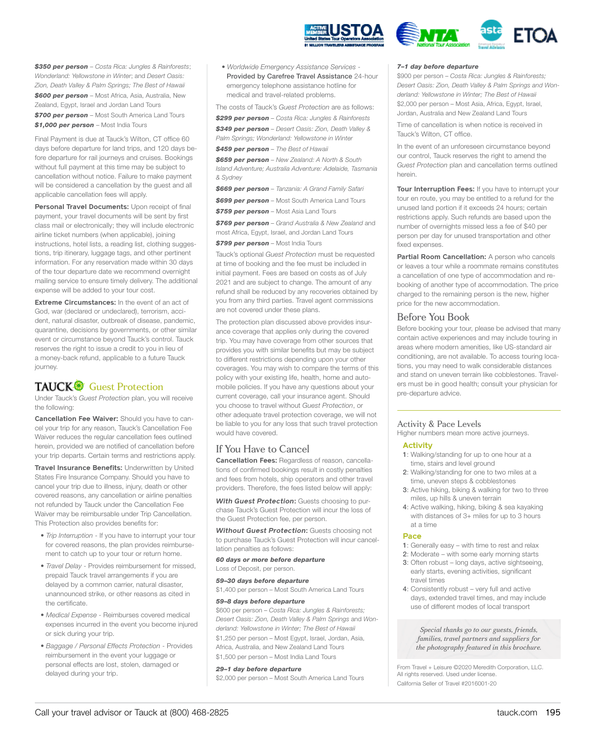***$350 per person*** – *Costa Rica: Jungles & Rainforests*; *Wonderland: Yellowstone in Winter*; and *Desert Oasis: Zion, Death Valley & Palm Springs; The Best of Hawaii*

***$600 per person*** – Most Africa, Asia, Australia, New Zealand, Egypt, Israel and Jordan Land Tours

***$700 per person*** – Most South America Land Tours

***$1,000 per person*** – Most India Tours

Final Payment is due at Tauck's Wilton, CT office 60 days before departure for land trips, and 120 days before departure for rail journeys and cruises. Bookings without full payment at this time may be subject to cancellation without notice. Failure to make payment will be considered a cancellation by the guest and all applicable cancellation fees will apply.

**Personal Travel Documents:** Upon receipt of final payment, your travel documents will be sent by first class mail or electronically; they will include electronic airline ticket numbers (when applicable), joining instructions, hotel lists, a reading list, clothing suggestions, trip itinerary, luggage tags, and other pertinent information. For any reservation made within 30 days of the tour departure date we recommend overnight mailing service to ensure timely delivery. The additional expense will be added to your tour cost.

**Extreme Circumstances:** In the event of an act of God, war (declared or undeclared), terrorism, accident, natural disaster, outbreak of disease, pandemic, quarantine, decisions by governments, or other similar event or circumstance beyond Tauck's control. Tauck reserves the right to issue a credit to you in lieu of a money-back refund, applicable to a future Tauck journey.

## TAUCK Guest Protection

Under Tauck's *Guest Protection* plan, you will receive the following:

**Cancellation Fee Waiver:** Should you have to cancel your trip for any reason, Tauck's Cancellation Fee Waiver reduces the regular cancellation fees outlined herein, provided we are notified of cancellation before your trip departs. Certain terms and restrictions apply.

**Travel Insurance Benefits:** Underwritten by United States Fire Insurance Company. Should you have to cancel your trip due to illness, injury, death or other covered reasons, any cancellation or airline penalties not refunded by Tauck under the Cancellation Fee Waiver may be reimbursable under Trip Cancellation. This Protection also provides benefits for:

- *Trip Interruption* - If you have to interrupt your tour for covered reasons, the plan provides reimbursement to catch up to your tour or return home.
- *Travel Delay* - Provides reimbursement for missed, prepaid Tauck travel arrangements if you are delayed by a common carrier, natural disaster, unannounced strike, or other reasons as cited in the certificate.
- *Medical Expense* - Reimburses covered medical expenses incurred in the event you become injured or sick during your trip.
- *Baggage / Personal Effects Protection* - Provides reimbursement in the event your luggage or personal effects are lost, stolen, damaged or delayed during your trip.
- *Worldwide Emergency Assistance Services* - Provided by Carefree Travel Assistance 24-hour emergency telephone assistance hotline for medical and travel-related problems.

The costs of Tauck's *Guest Protection* are as follows:

***$299 per person*** – *Costa Rica: Jungles & Rainforests*

***$349 per person*** – *Desert Oasis: Zion, Death Valley & Palm Springs; Wonderland: Yellowstone in Winter*

***$459 per person*** – *The Best of Hawaii*

***$659 per person*** – *New Zealand: A North & South Island Adventure; Australia Adventure: Adelaide, Tasmania & Sydney*

***$669 per person*** – *Tanzania: A Grand Family Safari*

***$699 per person*** – Most South America Land Tours

***$759 per person*** – Most Asia Land Tours

***$769 per person*** – *Grand Australia & New Zealand* and most Africa, Egypt, Israel, and Jordan Land Tours

***$799 per person*** – Most India Tours

Tauck's optional *Guest Protection* must be requested at time of booking and the fee must be included in initial payment. Fees are based on costs as of July 2021 and are subject to change. The amount of any refund shall be reduced by any recoveries obtained by you from any third parties. Travel agent commissions are not covered under these plans.

The protection plan discussed above provides insurance coverage that applies only during the covered trip. You may have coverage from other sources that provides you with similar benefits but may be subject to different restrictions depending upon your other coverages. You may wish to compare the terms of this policy with your existing life, health, home and automobile policies. If you have any questions about your current coverage, call your insurance agent. Should you choose to travel without *Guest Protection*, or other adequate travel protection coverage, we will not be liable to you for any loss that such travel protection would have covered.

## If You Have to Cancel

**Cancellation Fees:** Regardless of reason, cancellations of confirmed bookings result in costly penalties and fees from hotels, ship operators and other travel providers. Therefore, the fees listed below will apply:

***With Guest Protection*:** Guests choosing to purchase Tauck's Guest Protection will incur the loss of the Guest Protection fee, per person.

***Without Guest Protection*:** Guests choosing not to purchase Tauck's Guest Protection will incur cancellation penalties as follows:

***60 days or more before departure***
Loss of Deposit, per person.

***59–30 days before departure***
$1,400 per person – Most South America Land Tours

***59–8 days before departure***
$600 per person – *Costa Rica: Jungles & Rainforests; Desert Oasis: Zion, Death Valley & Palm Springs* and *Wonderland: Yellowstone in Winter; The Best of Hawaii*
$1,250 per person – Most Egypt, Israel, Jordan, Asia, Africa, Australia, and New Zealand Land Tours
$1,500 per person – Most India Land Tours

***29–1 day before departure***
$2,000 per person – Most South America Land Tours

***7–1 day before departure***
$900 per person – *Costa Rica: Jungles & Rainforests; Desert Oasis: Zion, Death Valley & Palm Springs and Wonderland: Yellowstone in Winter; The Best of Hawaii*
$2,000 per person – Most Asia, Africa, Egypt, Israel, Jordan, Australia and New Zealand Land Tours

Time of cancellation is when notice is received in Tauck's Wilton, CT office.

In the event of an unforeseen circumstance beyond our control, Tauck reserves the right to amend the *Guest Protection* plan and cancellation terms outlined herein.

**Tour Interruption Fees:** If you have to interrupt your tour en route, you may be entitled to a refund for the unused land portion if it exceeds 24 hours; certain restrictions apply. Such refunds are based upon the number of overnights missed less a fee of $40 per person per day for unused transportation and other fixed expenses.

**Partial Room Cancellation:** A person who cancels or leaves a tour while a roommate remains constitutes a cancellation of one type of accommodation and rebooking of another type of accommodation. The price charged to the remaining person is the new, higher price for the new accommodation.

## Before You Book

Before booking your tour, please be advised that many contain active experiences and may include touring in areas where modern amenities, like US-standard air conditioning, are not available. To access touring locations, you may need to walk considerable distances and stand on uneven terrain like cobblestones. Travelers must be in good health; consult your physician for pre-departure advice.

## Activity & Pace Levels

Higher numbers mean more active journeys.

### Activity

1: Walking/standing for up to one hour at a time, stairs and level ground
2: Walking/standing for one to two miles at a time, uneven steps & cobblestones
3: Active hiking, biking & walking for two to three miles, up hills & uneven terrain
4: Active walking, hiking, biking & sea kayaking with distances of 3+ miles for up to 3 hours at a time

### Pace

1: Generally easy – with time to rest and relax
2: Moderate – with some early morning starts
3: Often robust – long days, active sightseeing, early starts, evening activities, significant travel times
4: Consistently robust – very full and active days, extended travel times, and may include use of different modes of local transport

*Special thanks go to our guests, friends, families, travel partners and suppliers for the photography featured in this brochure.*

From Travel + Leisure ©2020 Meredith Corporation, LLC. All rights reserved. Used under license.
California Seller of Travel #2016001-20

Call your travel advisor or Tauck at (800) 468-2825 tauck.com